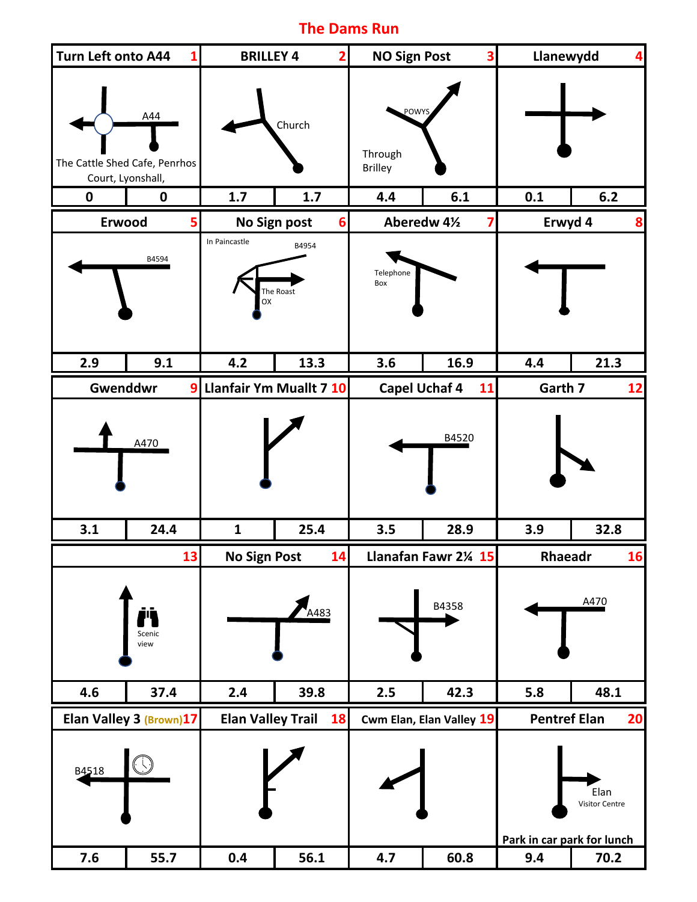# The Dams Run

| # | Instruction | Labels | Interval | Total |
|---|---|---|---|---|
| 1 | Turn Left onto A44 | A44; The Cattle Shed Cafe, Penrhos Court, Lyonshall, | 0 | 0 |
| 2 | BRILLEY 4 | Church | 1.7 | 1.7 |
| 3 | NO Sign Post | POWYS; Through Brilley | 4.4 | 6.1 |
| 4 | Llanewydd | | 0.1 | 6.2 |
| 5 | Erwood | B4594 | 2.9 | 9.1 |
| 6 | No Sign post | In Paincastle; B4954; The Roast OX | 4.2 | 13.3 |
| 7 | Aberedw 4½ | Telephone Box | 3.6 | 16.9 |
| 8 | Erwyd 4 | | 4.4 | 21.3 |
| 9 | Gwenddwr | A470 | 3.1 | 24.4 |
| 10 | Llanfair Ym Muallt 7 | | 1 | 25.4 |
| 11 | Capel Uchaf 4 | B4520 | 3.5 | 28.9 |
| 12 | Garth 7 | | 3.9 | 32.8 |
| 13 | | Scenic view | 4.6 | 37.4 |
| 14 | No Sign Post | A483 | 2.4 | 39.8 |
| 15 | Llanafan Fawr 2¼ | B4358 | 2.5 | 42.3 |
| 16 | Rhaeadr | A470 | 5.8 | 48.1 |
| 17 | Elan Valley 3 (Brown) | B4518 | 7.6 | 55.7 |
| 18 | Elan Valley Trail | | 0.4 | 56.1 |
| 19 | Cwm Elan, Elan Valley | | 4.7 | 60.8 |
| 20 | Pentref Elan | Elan Visitor Centre; Park in car park for lunch | 9.4 | 70.2 |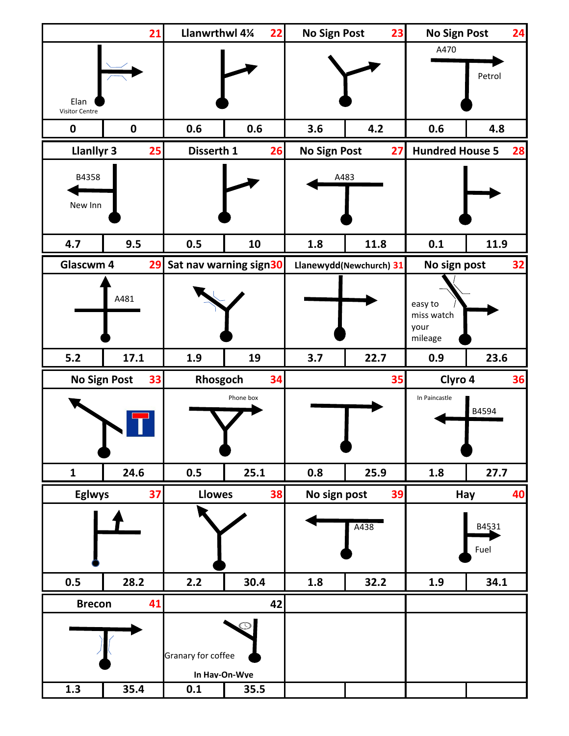| 21 | | Llanwrthwl 4¼ 22 | | No Sign Post 23 | | No Sign Post 24 | |
|---|---|---|---|---|---|---|---|
| Elan Visitor Centre | | | | | | A470 Petrol | |
| 0 | 0 | 0.6 | 0.6 | 3.6 | 4.2 | 0.6 | 4.8 |
| Llanllyr 3 25 | | Disserth 1 26 | | No Sign Post 27 | | Hundred House 5 28 | |
| B4358 New Inn | | | | A483 | | | |
| 4.7 | 9.5 | 0.5 | 10 | 1.8 | 11.8 | 0.1 | 11.9 |
| Glascwm 4 29 | | Sat nav warning sign 30 | | Llanewydd(Newchurch) 31 | | No sign post 32 | |
| A481 | | | | | | easy to miss watch your mileage | |
| 5.2 | 17.1 | 1.9 | 19 | 3.7 | 22.7 | 0.9 | 23.6 |
| No Sign Post 33 | | Rhosgoch 34 | | 35 | | Clyro 4 36 | |
| | | Phone box | | | | In Paincastle B4594 | |
| 1 | 24.6 | 0.5 | 25.1 | 0.8 | 25.9 | 1.8 | 27.7 |
| Eglwys 37 | | Llowes 38 | | No sign post 39 | | Hay 40 | |
| | | | | A438 | | B4531 Fuel | |
| 0.5 | 28.2 | 2.2 | 30.4 | 1.8 | 32.2 | 1.9 | 34.1 |
| Brecon 41 | | 42 | | | | | |
| | | Granary for coffee In Hay-On-Wye | | | | | |
| 1.3 | 35.4 | 0.1 | 35.5 | | | | |